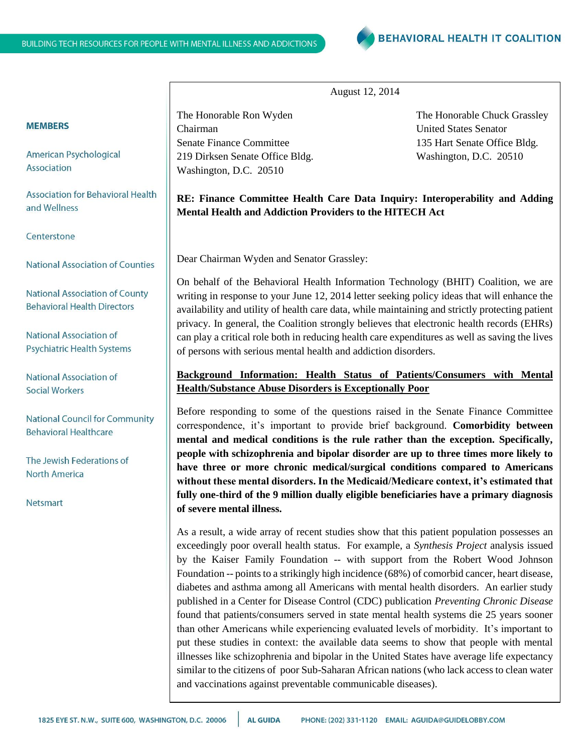BUILDING TECH RESOURCES FOR PEOPLE WITH MENTAL ILLNESS AND ADDICTIONS

**BEHAVIORAL HEALTH IT COALITION**

**MEMBERS**

American Psychological Association

Association for Behavioral Health and Wellness

Centerstone

National Association of Counties

National Association of County Behavioral Health Directors

National Association of Psychiatric Health Systems

National Association of Social Workers

National Council for Community Behavioral Healthcare

The Jewish Federations of North America

Netsmart

August 12, 2014

The Honorable Ron Wyden
Chairman
Senate Finance Committee
219 Dirksen Senate Office Bldg.
Washington, D.C. 20510

The Honorable Chuck Grassley
United States Senator
135 Hart Senate Office Bldg.
Washington, D.C. 20510

**RE: Finance Committee Health Care Data Inquiry: Interoperability and Adding Mental Health and Addiction Providers to the HITECH Act**

Dear Chairman Wyden and Senator Grassley:

On behalf of the Behavioral Health Information Technology (BHIT) Coalition, we are writing in response to your June 12, 2014 letter seeking policy ideas that will enhance the availability and utility of health care data, while maintaining and strictly protecting patient privacy. In general, the Coalition strongly believes that electronic health records (EHRs) can play a critical role both in reducing health care expenditures as well as saving the lives of persons with serious mental health and addiction disorders.

**Background Information: Health Status of Patients/Consumers with Mental Health/Substance Abuse Disorders is Exceptionally Poor**

Before responding to some of the questions raised in the Senate Finance Committee correspondence, it's important to provide brief background. **Comorbidity between mental and medical conditions is the rule rather than the exception. Specifically, people with schizophrenia and bipolar disorder are up to three times more likely to have three or more chronic medical/surgical conditions compared to Americans without these mental disorders. In the Medicaid/Medicare context, it's estimated that fully one-third of the 9 million dually eligible beneficiaries have a primary diagnosis of severe mental illness.**

As a result, a wide array of recent studies show that this patient population possesses an exceedingly poor overall health status. For example, a *Synthesis Project* analysis issued by the Kaiser Family Foundation -- with support from the Robert Wood Johnson Foundation -- points to a strikingly high incidence (68%) of comorbid cancer, heart disease, diabetes and asthma among all Americans with mental health disorders. An earlier study published in a Center for Disease Control (CDC) publication *Preventing Chronic Disease* found that patients/consumers served in state mental health systems die 25 years sooner than other Americans while experiencing evaluated levels of morbidity. It's important to put these studies in context: the available data seems to show that people with mental illnesses like schizophrenia and bipolar in the United States have average life expectancy similar to the citizens of poor Sub-Saharan African nations (who lack access to clean water and vaccinations against preventable communicable diseases).

1825 EYE ST. N.W., SUITE 600, WASHINGTON, D.C. 20006 | AL GUIDA PHONE: (202) 331-1120 EMAIL: AGUIDA@GUIDELOBBY.COM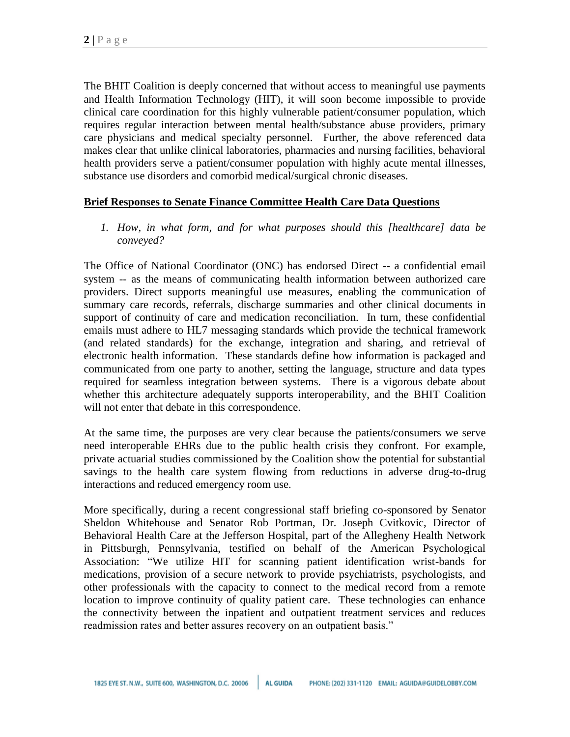The BHIT Coalition is deeply concerned that without access to meaningful use payments and Health Information Technology (HIT), it will soon become impossible to provide clinical care coordination for this highly vulnerable patient/consumer population, which requires regular interaction between mental health/substance abuse providers, primary care physicians and medical specialty personnel. Further, the above referenced data makes clear that unlike clinical laboratories, pharmacies and nursing facilities, behavioral health providers serve a patient/consumer population with highly acute mental illnesses, substance use disorders and comorbid medical/surgical chronic diseases.

**<u>Brief Responses to Senate Finance Committee Health Care Data Questions</u>**

1. *How, in what form, and for what purposes should this [healthcare] data be conveyed?*

The Office of National Coordinator (ONC) has endorsed Direct -- a confidential email system -- as the means of communicating health information between authorized care providers. Direct supports meaningful use measures, enabling the communication of summary care records, referrals, discharge summaries and other clinical documents in support of continuity of care and medication reconciliation. In turn, these confidential emails must adhere to HL7 messaging standards which provide the technical framework (and related standards) for the exchange, integration and sharing, and retrieval of electronic health information. These standards define how information is packaged and communicated from one party to another, setting the language, structure and data types required for seamless integration between systems. There is a vigorous debate about whether this architecture adequately supports interoperability, and the BHIT Coalition will not enter that debate in this correspondence.

At the same time, the purposes are very clear because the patients/consumers we serve need interoperable EHRs due to the public health crisis they confront. For example, private actuarial studies commissioned by the Coalition show the potential for substantial savings to the health care system flowing from reductions in adverse drug-to-drug interactions and reduced emergency room use.

More specifically, during a recent congressional staff briefing co-sponsored by Senator Sheldon Whitehouse and Senator Rob Portman, Dr. Joseph Cvitkovic, Director of Behavioral Health Care at the Jefferson Hospital, part of the Allegheny Health Network in Pittsburgh, Pennsylvania, testified on behalf of the American Psychological Association: "We utilize HIT for scanning patient identification wrist-bands for medications, provision of a secure network to provide psychiatrists, psychologists, and other professionals with the capacity to connect to the medical record from a remote location to improve continuity of quality patient care. These technologies can enhance the connectivity between the inpatient and outpatient treatment services and reduces readmission rates and better assures recovery on an outpatient basis."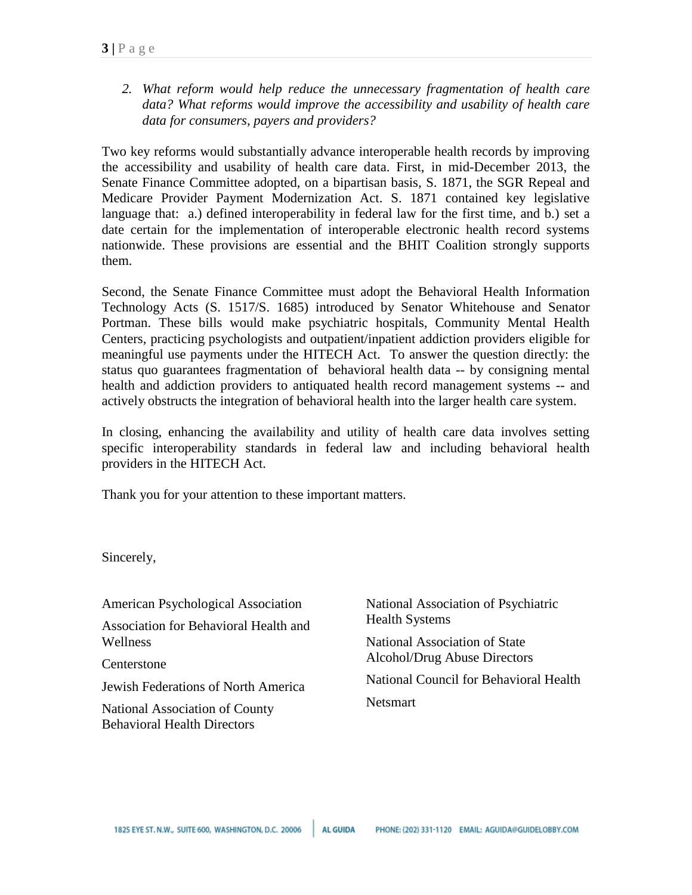2. *What reform would help reduce the unnecessary fragmentation of health care data? What reforms would improve the accessibility and usability of health care data for consumers, payers and providers?*

Two key reforms would substantially advance interoperable health records by improving the accessibility and usability of health care data. First, in mid-December 2013, the Senate Finance Committee adopted, on a bipartisan basis, S. 1871, the SGR Repeal and Medicare Provider Payment Modernization Act. S. 1871 contained key legislative language that: a.) defined interoperability in federal law for the first time, and b.) set a date certain for the implementation of interoperable electronic health record systems nationwide. These provisions are essential and the BHIT Coalition strongly supports them.

Second, the Senate Finance Committee must adopt the Behavioral Health Information Technology Acts (S. 1517/S. 1685) introduced by Senator Whitehouse and Senator Portman. These bills would make psychiatric hospitals, Community Mental Health Centers, practicing psychologists and outpatient/inpatient addiction providers eligible for meaningful use payments under the HITECH Act. To answer the question directly: the status quo guarantees fragmentation of behavioral health data -- by consigning mental health and addiction providers to antiquated health record management systems -- and actively obstructs the integration of behavioral health into the larger health care system.

In closing, enhancing the availability and utility of health care data involves setting specific interoperability standards in federal law and including behavioral health providers in the HITECH Act.

Thank you for your attention to these important matters.

Sincerely,

American Psychological Association

Association for Behavioral Health and Wellness

Centerstone

Jewish Federations of North America

National Association of County Behavioral Health Directors

National Association of Psychiatric Health Systems

National Association of State Alcohol/Drug Abuse Directors

National Council for Behavioral Health

Netsmart

1825 EYE ST. N.W., SUITE 600, WASHINGTON, D.C. 20006 | AL GUIDA | PHONE: (202) 331-1120 EMAIL: AGUIDA@GUIDELOBBY.COM